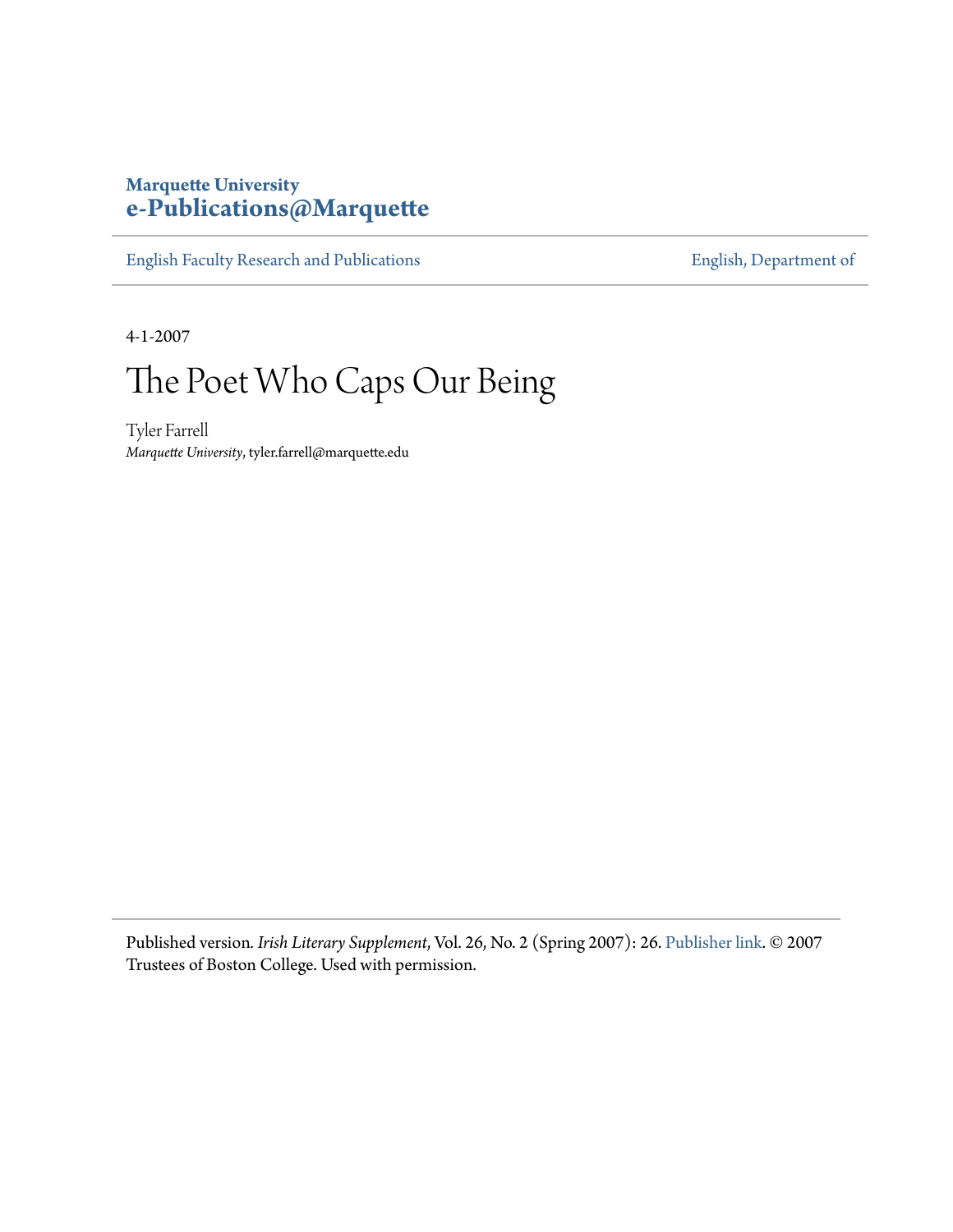Marquette University
**e-Publications@Marquette**

English Faculty Research and Publications | English, Department of

4-1-2007

# The Poet Who Caps Our Being

Tyler Farrell
*Marquette University*, tyler.farrell@marquette.edu

Published version. *Irish Literary Supplement*, Vol. 26, No. 2 (Spring 2007): 26. Publisher link. © 2007 Trustees of Boston College. Used with permission.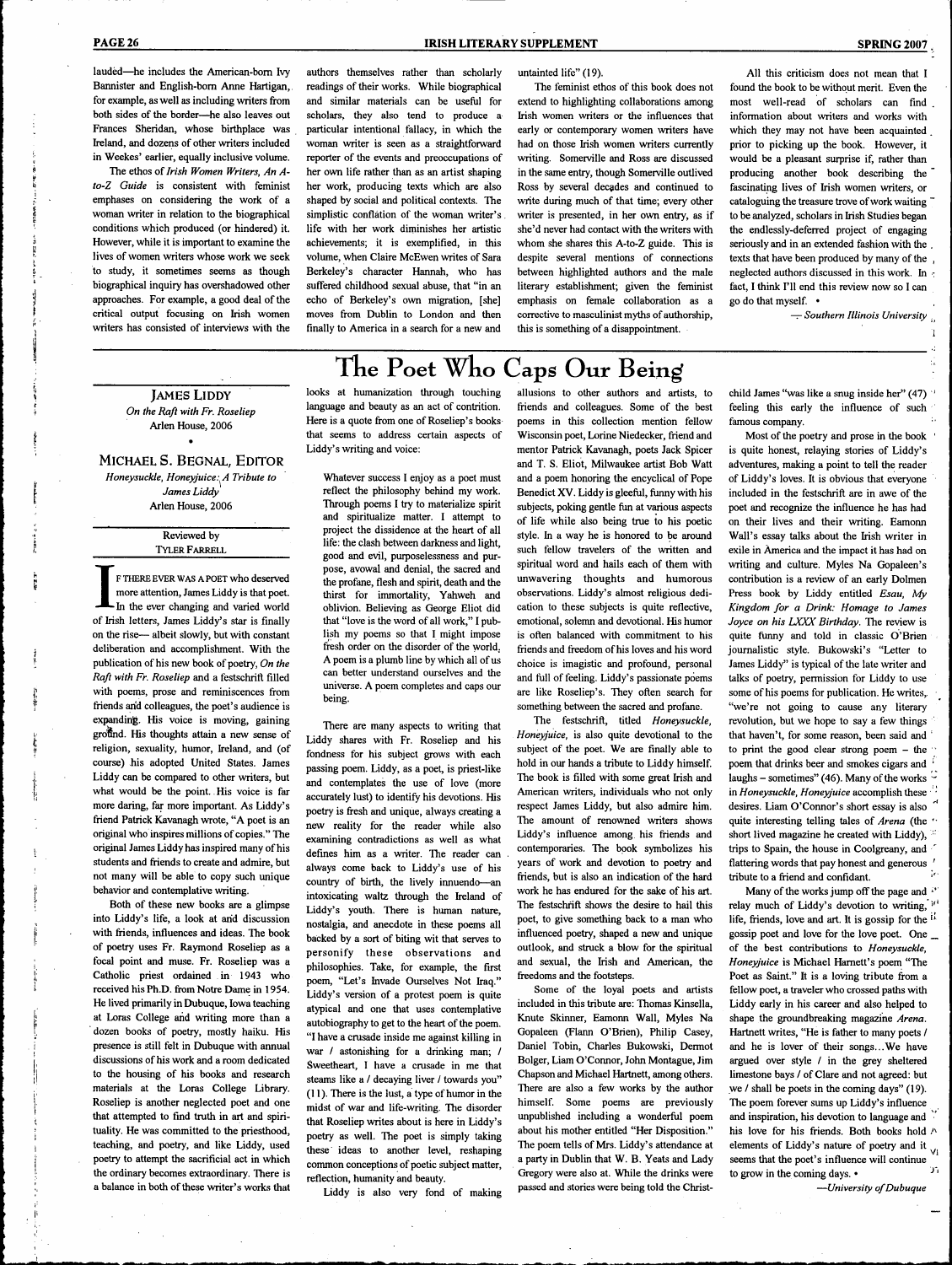lauded—he includes the American-born Ivy Bannister and English-born Anne Hartigan, for example, as well as including writers from both sides of the border—he also leaves out Frances Sheridan, whose birthplace was Ireland, and dozens of other writers included in Weekes' earlier, equally inclusive volume.

The ethos of *Irish Women Writers, An A-to-Z Guide* is consistent with feminist emphases on considering the work of a woman writer in relation to the biographical conditions which produced (or hindered) it. However, while it is important to examine the lives of women writers whose work we seek to study, it sometimes seems as though biographical inquiry has overshadowed other approaches. For example, a good deal of the critical output focusing on Irish women writers has consisted of interviews with the authors themselves rather than scholarly readings of their works. While biographical and similar materials can be useful for scholars, they also tend to produce a particular intentional fallacy, in which the woman writer is seen as a straightforward reporter of the events and preoccupations of her own life rather than as an artist shaping her work, producing texts which are also shaped by social and political contexts. The simplistic conflation of the woman writer's life with her work diminishes her artistic achievements; it is exemplified, in this volume, when Claire McEwen writes of Sara Berkeley's character Hannah, who has suffered childhood sexual abuse, that "in an echo of Berkeley's own migration, [she] moves from Dublin to London and then finally to America in a search for a new and untainted life" (19).

The feminist ethos of this book does not extend to highlighting collaborations among Irish women writers or the influences that early or contemporary women writers have had on those Irish women writers currently writing. Somerville and Ross are discussed in the same entry, though Somerville outlived Ross by several decades and continued to write during much of that time; every other writer is presented, in her own entry, as if she'd never had contact with the writers with whom she shares this A-to-Z guide. This is despite several mentions of connections between highlighted authors and the male literary establishment; given the feminist emphasis on female collaboration as a corrective to masculinist myths of authorship, this is something of a disappointment.

All this criticism does not mean that I found the book to be without merit. Even the most well-read of scholars can find information about writers and works with which they may not have been acquainted prior to picking up the book. However, it would be a pleasant surprise if, rather than producing another book describing the fascinating lives of Irish women writers, or cataloguing the treasure trove of work waiting to be analyzed, scholars in Irish Studies began the endlessly-deferred project of engaging seriously and in an extended fashion with the texts that have been produced by many of the neglected authors discussed in this work. In fact, I think I'll end this review now so I can go do that myself. •

—*Southern Illinois University*

# The Poet Who Caps Our Being

**JAMES LIDDY**
*On the Raft with Fr. Roseliep*
Arlen House, 2006

•

**MICHAEL S. BEGNAL, EDITOR**
*Honeysuckle, Honeyjuice: A Tribute to James Liddy*
Arlen House, 2006

Reviewed by
TYLER FARRELL

IF THERE EVER WAS A POET who deserved more attention, James Liddy is that poet. In the ever changing and varied world of Irish letters, James Liddy's star is finally on the rise— albeit slowly, but with constant deliberation and accomplishment. With the publication of his new book of poetry, *On the Raft with Fr. Roseliep* and a festschrift filled with poems, prose and reminiscences from friends and colleagues, the poet's audience is expanding. His voice is moving, gaining ground. His thoughts attain a new sense of religion, sexuality, humor, Ireland, and (of course) his adopted United States. James Liddy can be compared to other writers, but what would be the point. His voice is far more daring, far more important. As Liddy's friend Patrick Kavanagh wrote, "A poet is an original who inspires millions of copies." The original James Liddy has inspired many of his students and friends to create and admire, but not many will be able to copy such unique behavior and contemplative writing.

Both of these new books are a glimpse into Liddy's life, a look at and discussion with friends, influences and ideas. The book of poetry uses Fr. Raymond Roseliep as a focal point and muse. Fr. Roseliep was a Catholic priest ordained in 1943 who received his Ph.D. from Notre Dame in 1954. He lived primarily in Dubuque, Iowa teaching at Loras College and writing more than a dozen books of poetry, mostly haiku. His presence is still felt in Dubuque with annual discussions of his work and a room dedicated to the housing of his books and research materials at the Loras College Library. Roseliep is another neglected poet and one that attempted to find truth in art and spirituality. He was committed to the priesthood, teaching, and poetry, and like Liddy, used poetry to attempt the sacrificial act in which the ordinary becomes extraordinary. There is a balance in both of these writer's works that looks at humanization through touching language and beauty as an act of contrition. Here is a quote from one of Roseliep's books that seems to address certain aspects of Liddy's writing and voice:

> Whatever success I enjoy as a poet must reflect the philosophy behind my work. Through poems I try to materialize spirit and spiritualize matter. I attempt to project the dissidence at the heart of all life: the clash between darkness and light, good and evil, purposelessness and purpose, avowal and denial, the sacred and the profane, flesh and spirit, death and the thirst for immortality, Yahweh and oblivion. Believing as George Eliot did that "love is the word of all work," I publish my poems so that I might impose fresh order on the disorder of the world. A poem is a plumb line by which all of us can better understand ourselves and the universe. A poem completes and caps our being.

There are many aspects to writing that Liddy shares with Fr. Roseliep and his fondness for his subject grows with each passing poem. Liddy, as a poet, is priest-like and contemplates the use of love (more accurately lust) to identify his devotions. His poetry is fresh and unique, always creating a new reality for the reader while also examining contradictions as well as what defines him as a writer. The reader can always come back to Liddy's use of his country of birth, the lively innuendo—an intoxicating waltz through the Ireland of Liddy's youth. There is human nature, nostalgia, and anecdote in these poems all backed by a sort of biting wit that serves to personify these observations and philosophies. Take, for example, the first poem, "Let's Invade Ourselves Not Iraq." Liddy's version of a protest poem is quite atypical and one that uses contemplative autobiography to get to the heart of the poem. "I have a crusade inside me against killing in war / astonishing for a drinking man; / Sweetheart, I have a crusade in me that steams like a / decaying liver / towards you" (11). There is the lust, a type of humor in the midst of war and life-writing. The disorder that Roseliep writes about is here in Liddy's poetry as well. The poet is simply taking these ideas to another level, reshaping common conceptions of poetic subject matter, reflection, humanity and beauty.

Liddy is also very fond of making allusions to other authors and artists, to friends and colleagues. Some of the best poems in this collection mention fellow Wisconsin poet, Lorine Niedecker, friend and mentor Patrick Kavanagh, poets Jack Spicer and T. S. Eliot, Milwaukee artist Bob Watt and a poem honoring the encyclical of Pope Benedict XV. Liddy is gleeful, funny with his subjects, poking gentle fun at various aspects of life while also being true to his poetic style. In a way he is honored to be around such fellow travelers of the written and spiritual word and hails each of them with unwavering thoughts and humorous observations. Liddy's almost religious dedication to these subjects is quite reflective, emotional, solemn and devotional. His humor is often balanced with commitment to his friends and freedom of his loves and his word choice is imagistic and profound, personal and full of feeling. Liddy's passionate poems are like Roseliep's. They often search for something between the sacred and profane.

The festschrift, titled *Honeysuckle, Honeyjuice*, is also quite devotional to the subject of the poet. We are finally able to hold in our hands a tribute to Liddy himself. The book is filled with some great Irish and American writers, individuals who not only respect James Liddy, but also admire him. The amount of renowned writers shows Liddy's influence among his friends and contemporaries. The book symbolizes his years of work and devotion to poetry and friends, but is also an indication of the hard work he has endured for the sake of his art. The festschrift shows the desire to hail this poet, to give something back to a man who influenced poetry, shaped a new and unique outlook, and struck a blow for the spiritual and sexual, the Irish and American, the freedoms and the footsteps.

Some of the loyal poets and artists included in this tribute are: Thomas Kinsella, Knute Skinner, Eamonn Wall, Myles Na Gopaleen (Flann O'Brien), Philip Casey, Daniel Tobin, Charles Bukowski, Dermot Bolger, Liam O'Connor, John Montague, Jim Chapson and Michael Hartnett, among others. There are also a few works by the author himself. Some poems are previously unpublished including a wonderful poem about his mother entitled "Her Disposition." The poem tells of Mrs. Liddy's attendance at a party in Dublin that W. B. Yeats and Lady Gregory were also at. While the drinks were passed and stories were being told the Christ-child James "was like a snug inside her" (47) feeling this early the influence of such famous company.

Most of the poetry and prose in the book is quite honest, relaying stories of Liddy's adventures, making a point to tell the reader of Liddy's loves. It is obvious that everyone included in the festschrift are in awe of the poet and recognize the influence he has had on their lives and their writing. Eamonn Wall's essay talks about the Irish writer in exile in America and the impact it has had on writing and culture. Myles Na Gopaleen's contribution is a review of an early Dolmen Press book by Liddy entitled *Esau, My Kingdom for a Drink: Homage to James Joyce on his LXXX Birthday*. The review is quite funny and told in classic O'Brien journalistic style. Bukowski's "Letter to James Liddy" is typical of the late writer and talks of poetry, permission for Liddy to use some of his poems for publication. He writes, "we're not going to cause any literary revolution, but we hope to say a few things that haven't, for some reason, been said and to print the good clear strong poem – the poem that drinks beer and smokes cigars and laughs – sometimes" (46). Many of the works in *Honeysuckle, Honeyjuice* accomplish these desires. Liam O'Connor's short essay is also quite interesting telling tales of *Arena* (the short lived magazine he created with Liddy), trips to Spain, the house in Coolgreany, and flattering words that pay honest and generous tribute to a friend and confidant.

Many of the works jump off the page and relay much of Liddy's devotion to writing, life, friends, love and art. It is gossip for the gossip poet and love for the love poet. One of the best contributions to *Honeysuckle, Honeyjuice* is Michael Hartnett's poem "The Poet as Saint." It is a loving tribute from a fellow poet, a traveler who crossed paths with Liddy early in his career and also helped to shape the groundbreaking magazine *Arena*. Hartnett writes, "He is father to many poets / and he is lover of their songs…We have argued over style / in the grey sheltered limestone bays / of Clare and not agreed: but we / shall be poets in the coming days" (19). The poem forever sums up Liddy's influence and inspiration, his devotion to language and his love for his friends. Both books hold elements of Liddy's nature of poetry and it seems that the poet's influence will continue to grow in the coming days. •

—*University of Dubuque*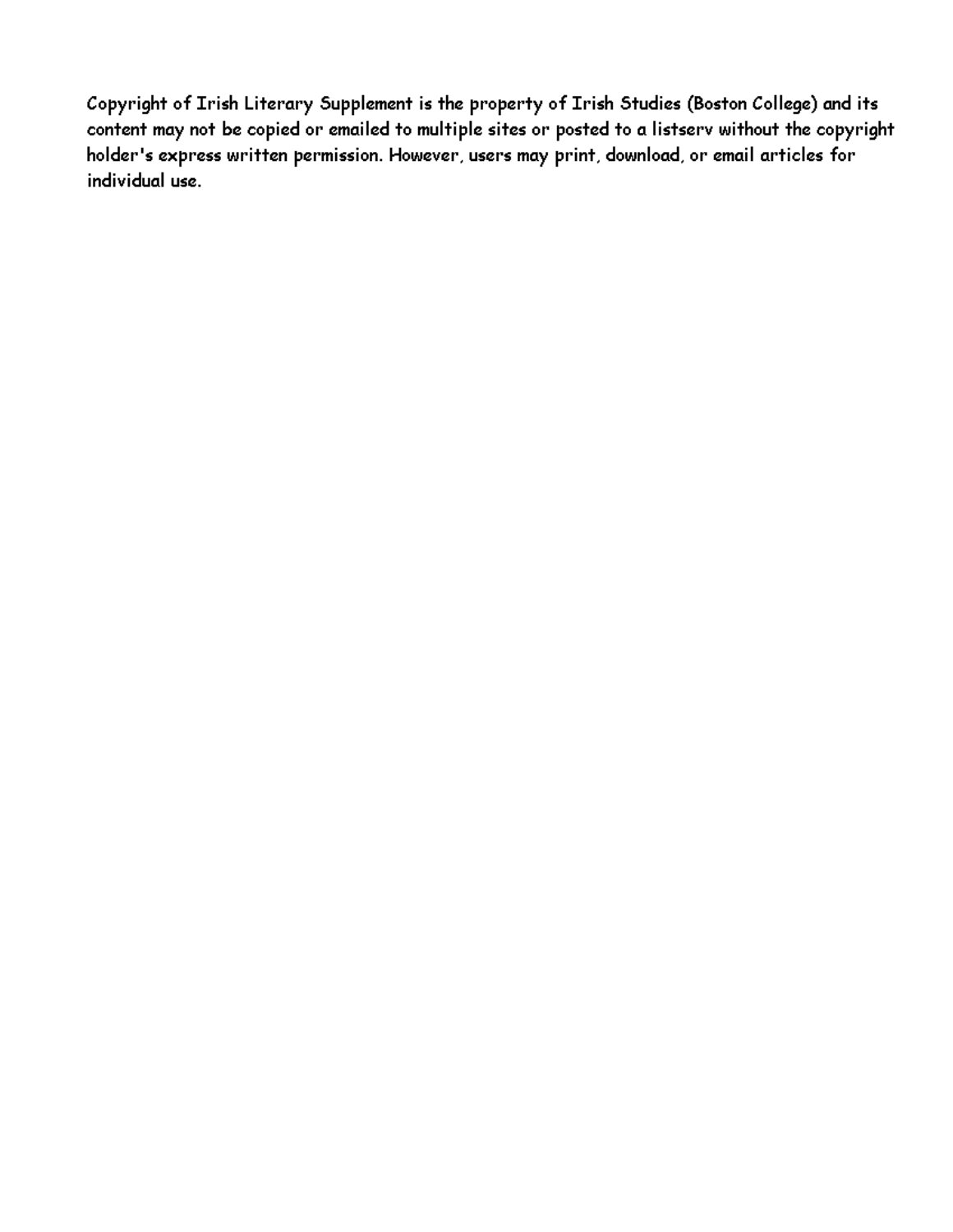Copyright of Irish Literary Supplement is the property of Irish Studies (Boston College) and its content may not be copied or emailed to multiple sites or posted to a listserv without the copyright holder's express written permission. However, users may print, download, or email articles for individual use.